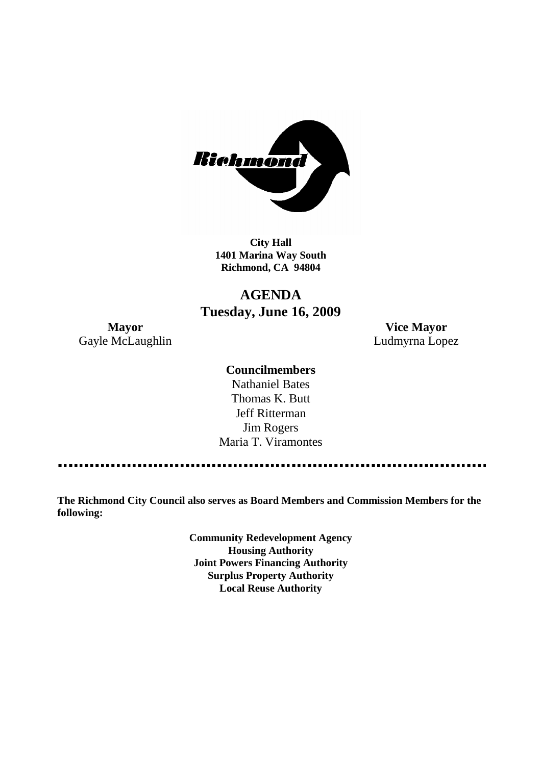**City Hall**
**1401 Marina Way South**
**Richmond, CA 94804**

# AGENDA
## Tuesday, June 16, 2009

**Mayor**
Gayle McLaughlin

**Vice Mayor**
Ludmyrna Lopez

**Councilmembers**

Nathaniel Bates
Thomas K. Butt
Jeff Ritterman
Jim Rogers
Maria T. Viramontes

**The Richmond City Council also serves as Board Members and Commission Members for the following:**

**Community Redevelopment Agency**
**Housing Authority**
**Joint Powers Financing Authority**
**Surplus Property Authority**
**Local Reuse Authority**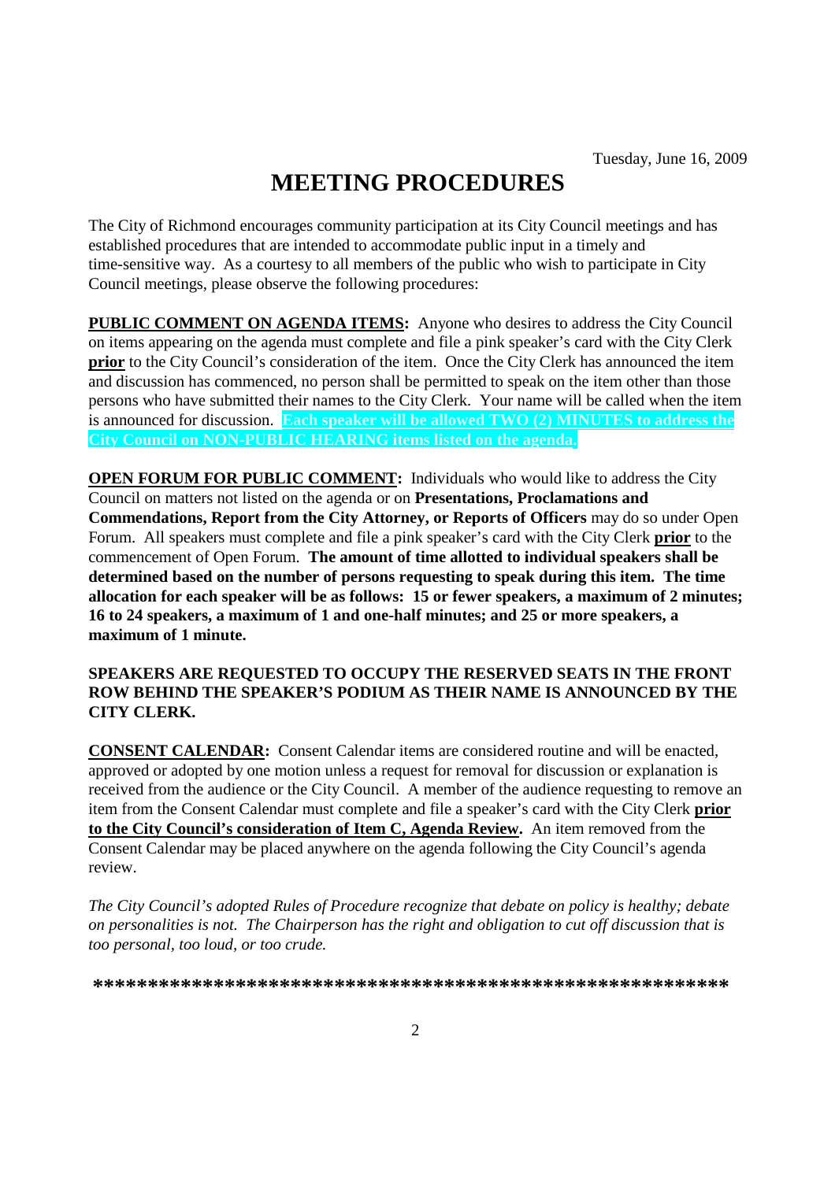Tuesday, June 16, 2009

# MEETING PROCEDURES

The City of Richmond encourages community participation at its City Council meetings and has established procedures that are intended to accommodate public input in a timely and time-sensitive way. As a courtesy to all members of the public who wish to participate in City Council meetings, please observe the following procedures:

**PUBLIC COMMENT ON AGENDA ITEMS:** Anyone who desires to address the City Council on items appearing on the agenda must complete and file a pink speaker's card with the City Clerk **prior** to the City Council's consideration of the item. Once the City Clerk has announced the item and discussion has commenced, no person shall be permitted to speak on the item other than those persons who have submitted their names to the City Clerk. Your name will be called when the item is announced for discussion. **Each speaker will be allowed TWO (2) MINUTES to address the City Council on NON-PUBLIC HEARING items listed on the agenda.**

**OPEN FORUM FOR PUBLIC COMMENT:** Individuals who would like to address the City Council on matters not listed on the agenda or on **Presentations, Proclamations and Commendations, Report from the City Attorney, or Reports of Officers** may do so under Open Forum. All speakers must complete and file a pink speaker's card with the City Clerk **prior** to the commencement of Open Forum. **The amount of time allotted to individual speakers shall be determined based on the number of persons requesting to speak during this item. The time allocation for each speaker will be as follows: 15 or fewer speakers, a maximum of 2 minutes; 16 to 24 speakers, a maximum of 1 and one-half minutes; and 25 or more speakers, a maximum of 1 minute.**

**SPEAKERS ARE REQUESTED TO OCCUPY THE RESERVED SEATS IN THE FRONT ROW BEHIND THE SPEAKER'S PODIUM AS THEIR NAME IS ANNOUNCED BY THE CITY CLERK.**

**CONSENT CALENDAR:** Consent Calendar items are considered routine and will be enacted, approved or adopted by one motion unless a request for removal for discussion or explanation is received from the audience or the City Council. A member of the audience requesting to remove an item from the Consent Calendar must complete and file a speaker's card with the City Clerk **prior to the City Council's consideration of Item C, Agenda Review.** An item removed from the Consent Calendar may be placed anywhere on the agenda following the City Council's agenda review.

*The City Council's adopted Rules of Procedure recognize that debate on policy is healthy; debate on personalities is not. The Chairperson has the right and obligation to cut off discussion that is too personal, too loud, or too crude.*

**\*\*\*\*\*\*\*\*\*\*\*\*\*\*\*\*\*\*\*\*\*\*\*\*\*\*\*\*\*\*\*\*\*\*\*\*\*\*\*\*\*\*\*\*\*\*\*\*\*\*\*\*\*\*\*\*\*\*\*\***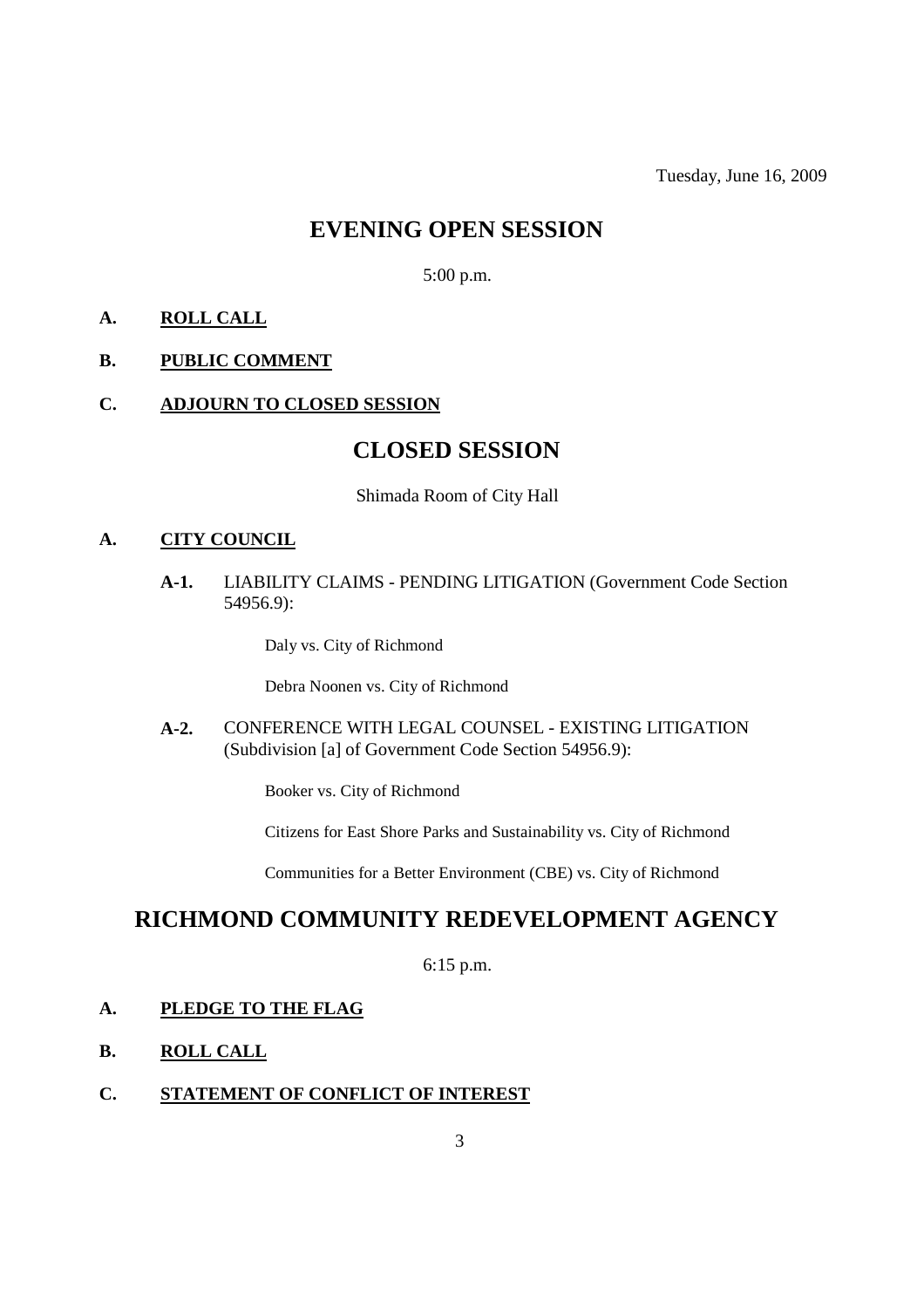Tuesday, June 16, 2009

# EVENING OPEN SESSION

5:00 p.m.

**A. ROLL CALL**

**B. PUBLIC COMMENT**

**C. ADJOURN TO CLOSED SESSION**

# CLOSED SESSION

Shimada Room of City Hall

**A. CITY COUNCIL**

**A-1.** LIABILITY CLAIMS - PENDING LITIGATION (Government Code Section 54956.9):

Daly vs. City of Richmond

Debra Noonen vs. City of Richmond

**A-2.** CONFERENCE WITH LEGAL COUNSEL - EXISTING LITIGATION (Subdivision [a] of Government Code Section 54956.9):

Booker vs. City of Richmond

Citizens for East Shore Parks and Sustainability vs. City of Richmond

Communities for a Better Environment (CBE) vs. City of Richmond

# RICHMOND COMMUNITY REDEVELOPMENT AGENCY

6:15 p.m.

**A. PLEDGE TO THE FLAG**

**B. ROLL CALL**

**C. STATEMENT OF CONFLICT OF INTEREST**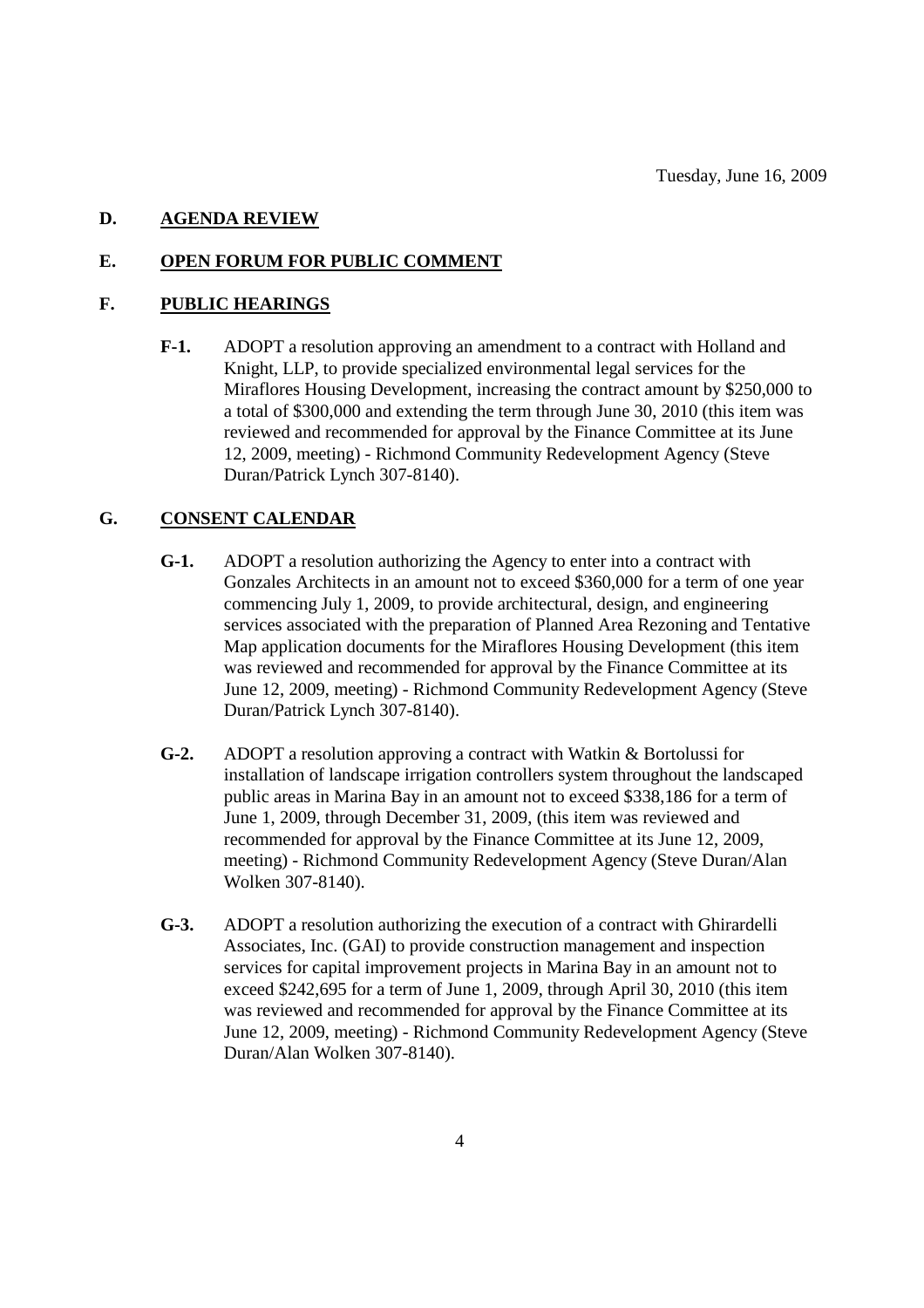Tuesday, June 16, 2009

**D. AGENDA REVIEW**

**E. OPEN FORUM FOR PUBLIC COMMENT**

**F. PUBLIC HEARINGS**

**F-1.** ADOPT a resolution approving an amendment to a contract with Holland and Knight, LLP, to provide specialized environmental legal services for the Miraflores Housing Development, increasing the contract amount by $250,000 to a total of $300,000 and extending the term through June 30, 2010 (this item was reviewed and recommended for approval by the Finance Committee at its June 12, 2009, meeting) - Richmond Community Redevelopment Agency (Steve Duran/Patrick Lynch 307-8140).

**G. CONSENT CALENDAR**

**G-1.** ADOPT a resolution authorizing the Agency to enter into a contract with Gonzales Architects in an amount not to exceed $360,000 for a term of one year commencing July 1, 2009, to provide architectural, design, and engineering services associated with the preparation of Planned Area Rezoning and Tentative Map application documents for the Miraflores Housing Development (this item was reviewed and recommended for approval by the Finance Committee at its June 12, 2009, meeting) - Richmond Community Redevelopment Agency (Steve Duran/Patrick Lynch 307-8140).

**G-2.** ADOPT a resolution approving a contract with Watkin & Bortolussi for installation of landscape irrigation controllers system throughout the landscaped public areas in Marina Bay in an amount not to exceed $338,186 for a term of June 1, 2009, through December 31, 2009, (this item was reviewed and recommended for approval by the Finance Committee at its June 12, 2009, meeting) - Richmond Community Redevelopment Agency (Steve Duran/Alan Wolken 307-8140).

**G-3.** ADOPT a resolution authorizing the execution of a contract with Ghirardelli Associates, Inc. (GAI) to provide construction management and inspection services for capital improvement projects in Marina Bay in an amount not to exceed $242,695 for a term of June 1, 2009, through April 30, 2010 (this item was reviewed and recommended for approval by the Finance Committee at its June 12, 2009, meeting) - Richmond Community Redevelopment Agency (Steve Duran/Alan Wolken 307-8140).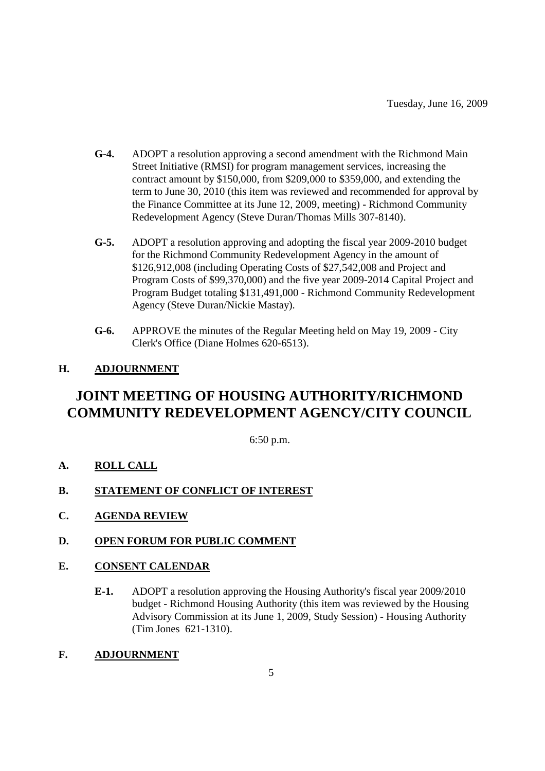Tuesday, June 16, 2009

**G-4.** ADOPT a resolution approving a second amendment with the Richmond Main Street Initiative (RMSI) for program management services, increasing the contract amount by $150,000, from $209,000 to $359,000, and extending the term to June 30, 2010 (this item was reviewed and recommended for approval by the Finance Committee at its June 12, 2009, meeting) - Richmond Community Redevelopment Agency (Steve Duran/Thomas Mills 307-8140).

**G-5.** ADOPT a resolution approving and adopting the fiscal year 2009-2010 budget for the Richmond Community Redevelopment Agency in the amount of $126,912,008 (including Operating Costs of $27,542,008 and Project and Program Costs of $99,370,000) and the five year 2009-2014 Capital Project and Program Budget totaling $131,491,000 - Richmond Community Redevelopment Agency (Steve Duran/Nickie Mastay).

**G-6.** APPROVE the minutes of the Regular Meeting held on May 19, 2009 - City Clerk's Office (Diane Holmes 620-6513).

**H. ADJOURNMENT**

# JOINT MEETING OF HOUSING AUTHORITY/RICHMOND COMMUNITY REDEVELOPMENT AGENCY/CITY COUNCIL

6:50 p.m.

**A. ROLL CALL**

**B. STATEMENT OF CONFLICT OF INTEREST**

**C. AGENDA REVIEW**

**D. OPEN FORUM FOR PUBLIC COMMENT**

**E. CONSENT CALENDAR**

**E-1.** ADOPT a resolution approving the Housing Authority's fiscal year 2009/2010 budget - Richmond Housing Authority (this item was reviewed by the Housing Advisory Commission at its June 1, 2009, Study Session) - Housing Authority (Tim Jones 621-1310).

**F. ADJOURNMENT**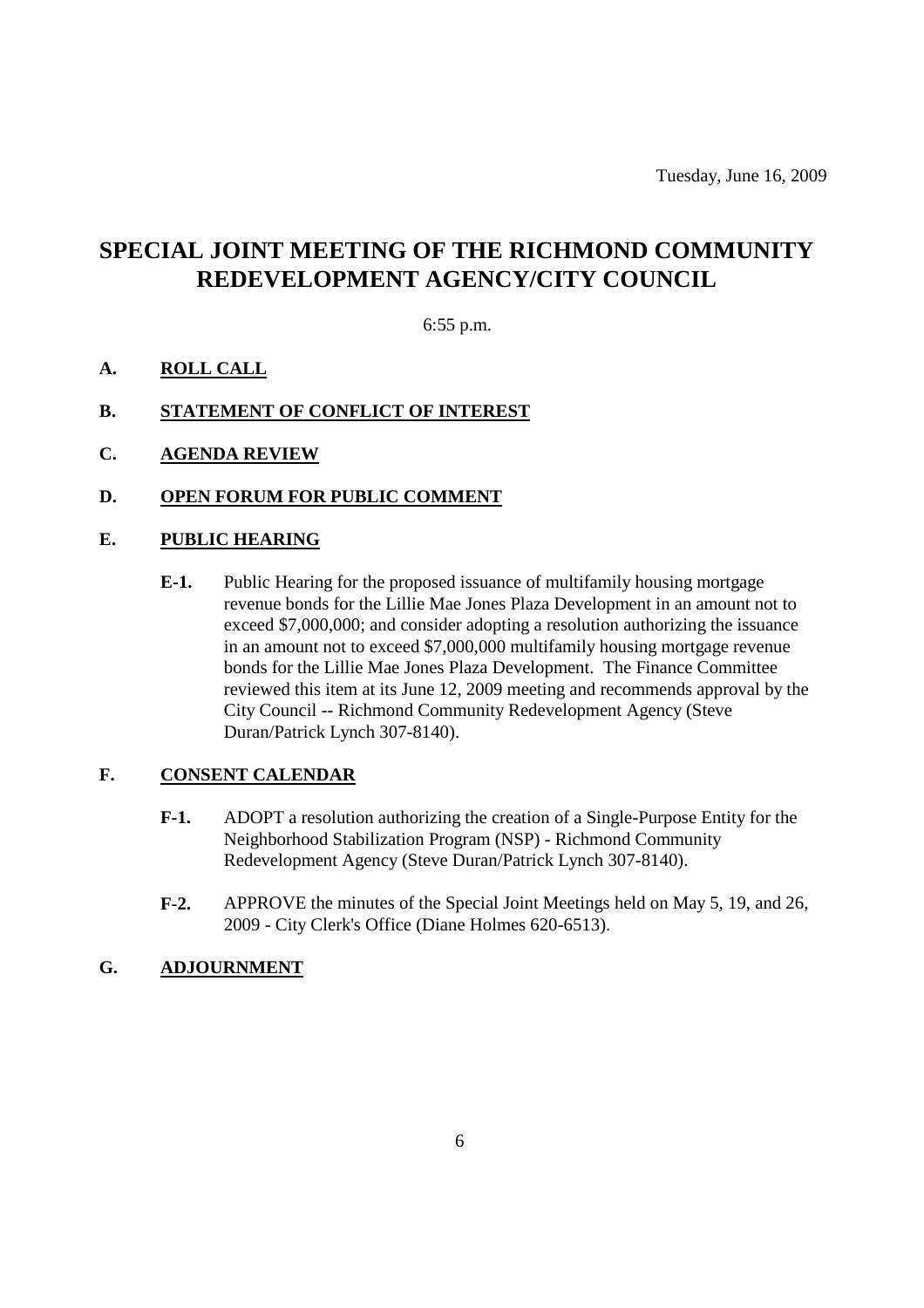Tuesday, June 16, 2009

# SPECIAL JOINT MEETING OF THE RICHMOND COMMUNITY REDEVELOPMENT AGENCY/CITY COUNCIL

6:55 p.m.

**A. ROLL CALL**

**B. STATEMENT OF CONFLICT OF INTEREST**

**C. AGENDA REVIEW**

**D. OPEN FORUM FOR PUBLIC COMMENT**

**E. PUBLIC HEARING**

**E-1.** Public Hearing for the proposed issuance of multifamily housing mortgage revenue bonds for the Lillie Mae Jones Plaza Development in an amount not to exceed $7,000,000; and consider adopting a resolution authorizing the issuance in an amount not to exceed $7,000,000 multifamily housing mortgage revenue bonds for the Lillie Mae Jones Plaza Development. The Finance Committee reviewed this item at its June 12, 2009 meeting and recommends approval by the City Council -- Richmond Community Redevelopment Agency (Steve Duran/Patrick Lynch 307-8140).

**F. CONSENT CALENDAR**

**F-1.** ADOPT a resolution authorizing the creation of a Single-Purpose Entity for the Neighborhood Stabilization Program (NSP) - Richmond Community Redevelopment Agency (Steve Duran/Patrick Lynch 307-8140).

**F-2.** APPROVE the minutes of the Special Joint Meetings held on May 5, 19, and 26, 2009 - City Clerk's Office (Diane Holmes 620-6513).

**G. ADJOURNMENT**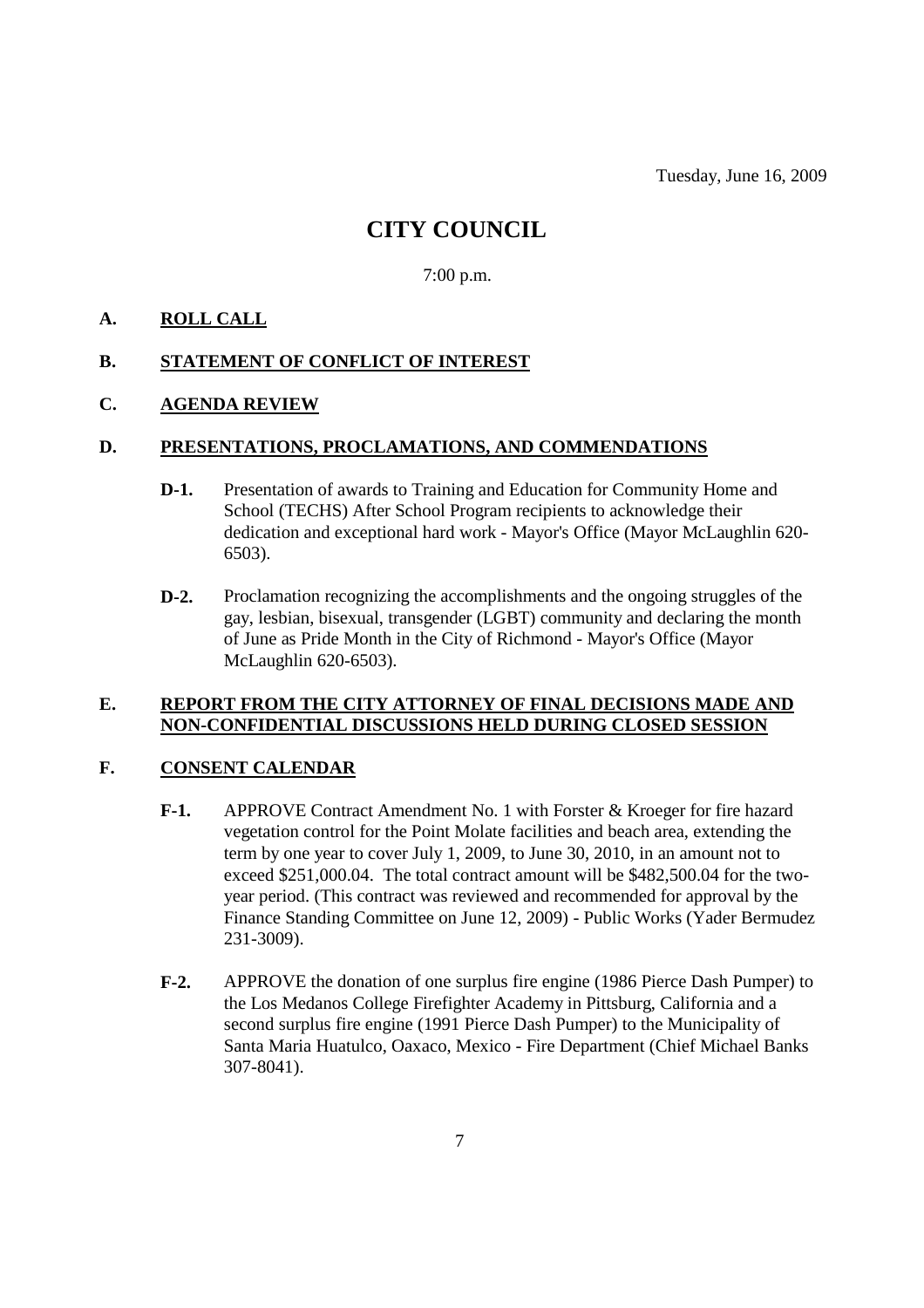Tuesday, June 16, 2009

# CITY COUNCIL

7:00 p.m.

## A. ROLL CALL

## B. STATEMENT OF CONFLICT OF INTEREST

## C. AGENDA REVIEW

## D. PRESENTATIONS, PROCLAMATIONS, AND COMMENDATIONS

**D-1.** Presentation of awards to Training and Education for Community Home and School (TECHS) After School Program recipients to acknowledge their dedication and exceptional hard work - Mayor's Office (Mayor McLaughlin 620-6503).

**D-2.** Proclamation recognizing the accomplishments and the ongoing struggles of the gay, lesbian, bisexual, transgender (LGBT) community and declaring the month of June as Pride Month in the City of Richmond - Mayor's Office (Mayor McLaughlin 620-6503).

## E. REPORT FROM THE CITY ATTORNEY OF FINAL DECISIONS MADE AND NON-CONFIDENTIAL DISCUSSIONS HELD DURING CLOSED SESSION

## F. CONSENT CALENDAR

**F-1.** APPROVE Contract Amendment No. 1 with Forster & Kroeger for fire hazard vegetation control for the Point Molate facilities and beach area, extending the term by one year to cover July 1, 2009, to June 30, 2010, in an amount not to exceed $251,000.04. The total contract amount will be $482,500.04 for the two-year period. (This contract was reviewed and recommended for approval by the Finance Standing Committee on June 12, 2009) - Public Works (Yader Bermudez 231-3009).

**F-2.** APPROVE the donation of one surplus fire engine (1986 Pierce Dash Pumper) to the Los Medanos College Firefighter Academy in Pittsburg, California and a second surplus fire engine (1991 Pierce Dash Pumper) to the Municipality of Santa Maria Huatulco, Oaxaco, Mexico - Fire Department (Chief Michael Banks 307-8041).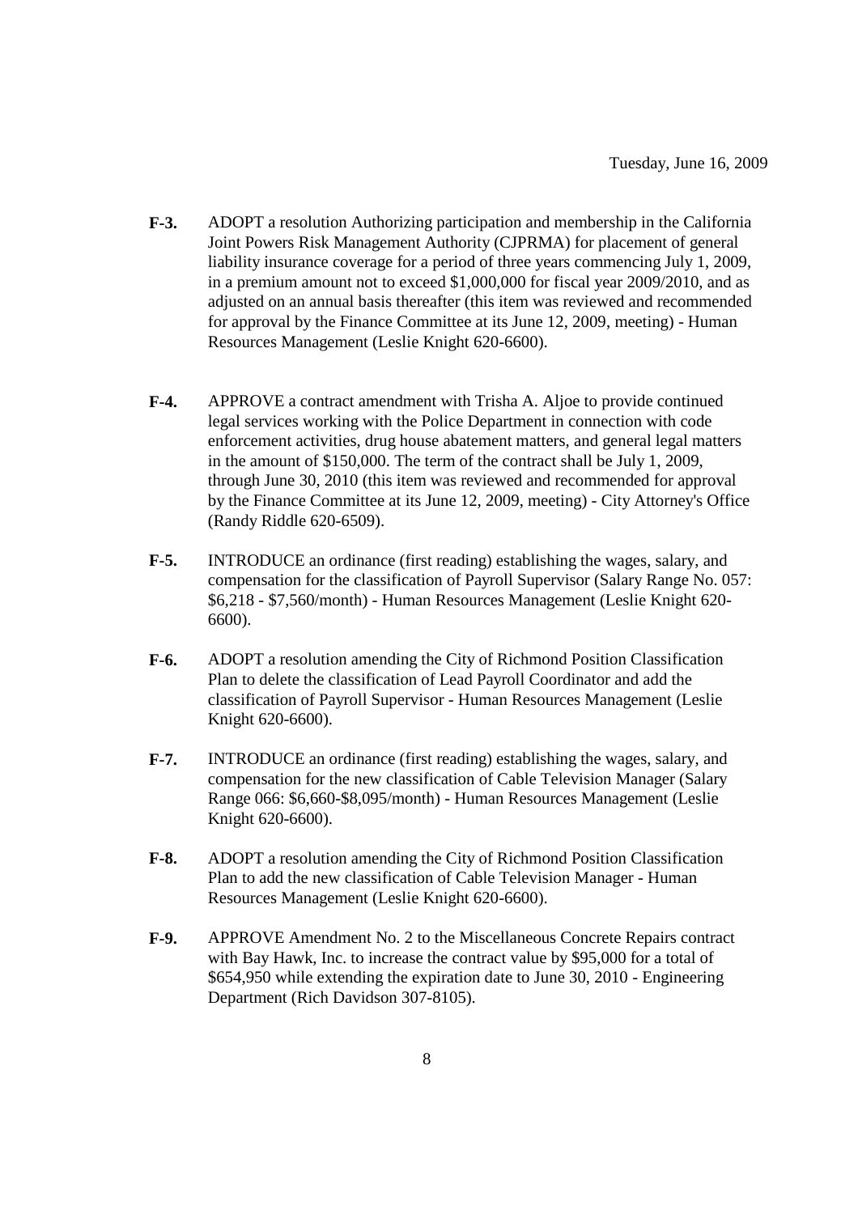**F-3.** ADOPT a resolution Authorizing participation and membership in the California Joint Powers Risk Management Authority (CJPRMA) for placement of general liability insurance coverage for a period of three years commencing July 1, 2009, in a premium amount not to exceed $1,000,000 for fiscal year 2009/2010, and as adjusted on an annual basis thereafter (this item was reviewed and recommended for approval by the Finance Committee at its June 12, 2009, meeting) - Human Resources Management (Leslie Knight 620-6600).

**F-4.** APPROVE a contract amendment with Trisha A. Aljoe to provide continued legal services working with the Police Department in connection with code enforcement activities, drug house abatement matters, and general legal matters in the amount of $150,000. The term of the contract shall be July 1, 2009, through June 30, 2010 (this item was reviewed and recommended for approval by the Finance Committee at its June 12, 2009, meeting) - City Attorney's Office (Randy Riddle 620-6509).

**F-5.** INTRODUCE an ordinance (first reading) establishing the wages, salary, and compensation for the classification of Payroll Supervisor (Salary Range No. 057: $6,218 - $7,560/month) - Human Resources Management (Leslie Knight 620-6600).

**F-6.** ADOPT a resolution amending the City of Richmond Position Classification Plan to delete the classification of Lead Payroll Coordinator and add the classification of Payroll Supervisor - Human Resources Management (Leslie Knight 620-6600).

**F-7.** INTRODUCE an ordinance (first reading) establishing the wages, salary, and compensation for the new classification of Cable Television Manager (Salary Range 066: $6,660-$8,095/month) - Human Resources Management (Leslie Knight 620-6600).

**F-8.** ADOPT a resolution amending the City of Richmond Position Classification Plan to add the new classification of Cable Television Manager - Human Resources Management (Leslie Knight 620-6600).

**F-9.** APPROVE Amendment No. 2 to the Miscellaneous Concrete Repairs contract with Bay Hawk, Inc. to increase the contract value by $95,000 for a total of $654,950 while extending the expiration date to June 30, 2010 - Engineering Department (Rich Davidson 307-8105).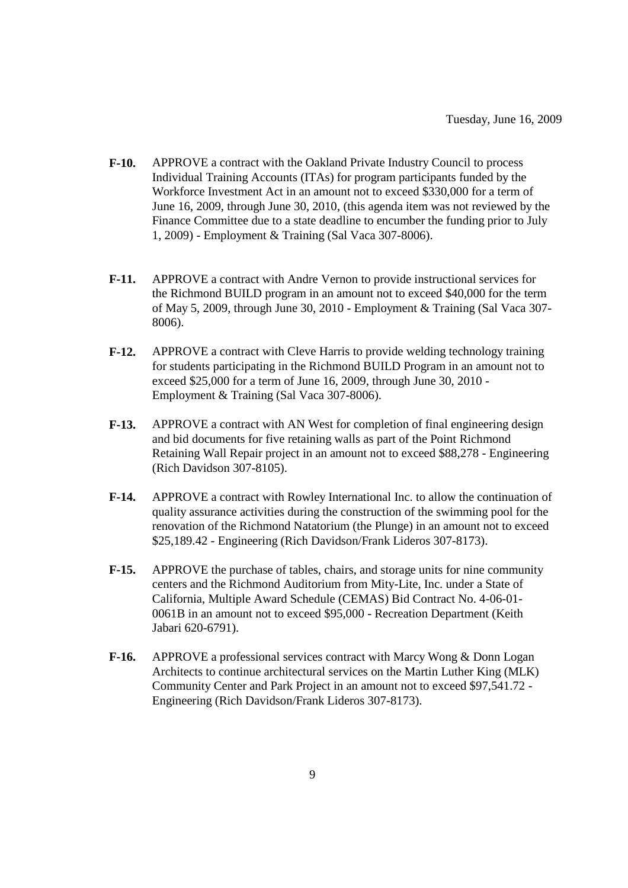**F-10.** APPROVE a contract with the Oakland Private Industry Council to process Individual Training Accounts (ITAs) for program participants funded by the Workforce Investment Act in an amount not to exceed $330,000 for a term of June 16, 2009, through June 30, 2010, (this agenda item was not reviewed by the Finance Committee due to a state deadline to encumber the funding prior to July 1, 2009) - Employment & Training (Sal Vaca 307-8006).

**F-11.** APPROVE a contract with Andre Vernon to provide instructional services for the Richmond BUILD program in an amount not to exceed $40,000 for the term of May 5, 2009, through June 30, 2010 - Employment & Training (Sal Vaca 307-8006).

**F-12.** APPROVE a contract with Cleve Harris to provide welding technology training for students participating in the Richmond BUILD Program in an amount not to exceed $25,000 for a term of June 16, 2009, through June 30, 2010 - Employment & Training (Sal Vaca 307-8006).

**F-13.** APPROVE a contract with AN West for completion of final engineering design and bid documents for five retaining walls as part of the Point Richmond Retaining Wall Repair project in an amount not to exceed $88,278 - Engineering (Rich Davidson 307-8105).

**F-14.** APPROVE a contract with Rowley International Inc. to allow the continuation of quality assurance activities during the construction of the swimming pool for the renovation of the Richmond Natatorium (the Plunge) in an amount not to exceed $25,189.42 - Engineering (Rich Davidson/Frank Lideros 307-8173).

**F-15.** APPROVE the purchase of tables, chairs, and storage units for nine community centers and the Richmond Auditorium from Mity-Lite, Inc. under a State of California, Multiple Award Schedule (CEMAS) Bid Contract No. 4-06-01-0061B in an amount not to exceed $95,000 - Recreation Department (Keith Jabari 620-6791).

**F-16.** APPROVE a professional services contract with Marcy Wong & Donn Logan Architects to continue architectural services on the Martin Luther King (MLK) Community Center and Park Project in an amount not to exceed $97,541.72 - Engineering (Rich Davidson/Frank Lideros 307-8173).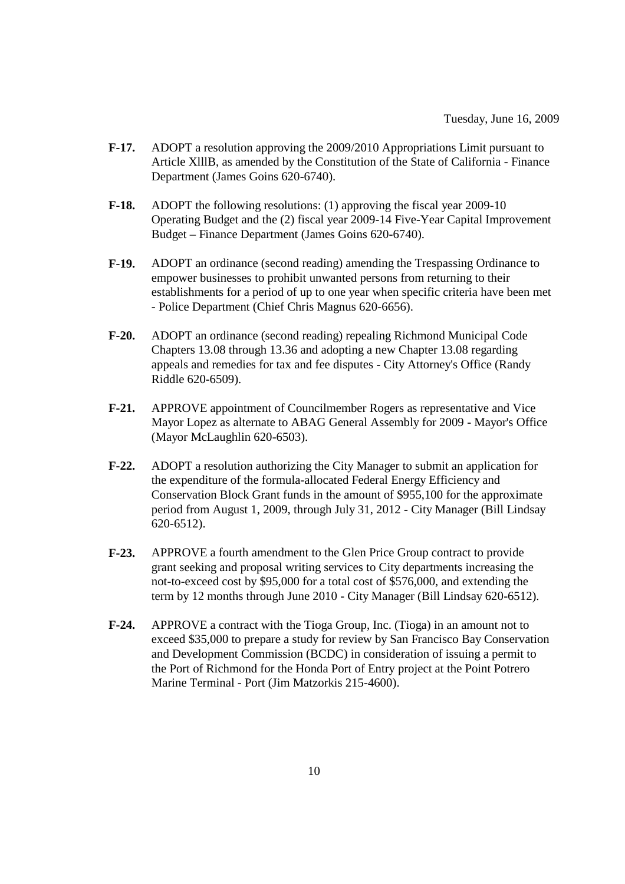**F-17.** ADOPT a resolution approving the 2009/2010 Appropriations Limit pursuant to Article XlllB, as amended by the Constitution of the State of California - Finance Department (James Goins 620-6740).

**F-18.** ADOPT the following resolutions: (1) approving the fiscal year 2009-10 Operating Budget and the (2) fiscal year 2009-14 Five-Year Capital Improvement Budget – Finance Department (James Goins 620-6740).

**F-19.** ADOPT an ordinance (second reading) amending the Trespassing Ordinance to empower businesses to prohibit unwanted persons from returning to their establishments for a period of up to one year when specific criteria have been met - Police Department (Chief Chris Magnus 620-6656).

**F-20.** ADOPT an ordinance (second reading) repealing Richmond Municipal Code Chapters 13.08 through 13.36 and adopting a new Chapter 13.08 regarding appeals and remedies for tax and fee disputes - City Attorney's Office (Randy Riddle 620-6509).

**F-21.** APPROVE appointment of Councilmember Rogers as representative and Vice Mayor Lopez as alternate to ABAG General Assembly for 2009 - Mayor's Office (Mayor McLaughlin 620-6503).

**F-22.** ADOPT a resolution authorizing the City Manager to submit an application for the expenditure of the formula-allocated Federal Energy Efficiency and Conservation Block Grant funds in the amount of $955,100 for the approximate period from August 1, 2009, through July 31, 2012 - City Manager (Bill Lindsay 620-6512).

**F-23.** APPROVE a fourth amendment to the Glen Price Group contract to provide grant seeking and proposal writing services to City departments increasing the not-to-exceed cost by $95,000 for a total cost of $576,000, and extending the term by 12 months through June 2010 - City Manager (Bill Lindsay 620-6512).

**F-24.** APPROVE a contract with the Tioga Group, Inc. (Tioga) in an amount not to exceed $35,000 to prepare a study for review by San Francisco Bay Conservation and Development Commission (BCDC) in consideration of issuing a permit to the Port of Richmond for the Honda Port of Entry project at the Point Potrero Marine Terminal - Port (Jim Matzorkis 215-4600).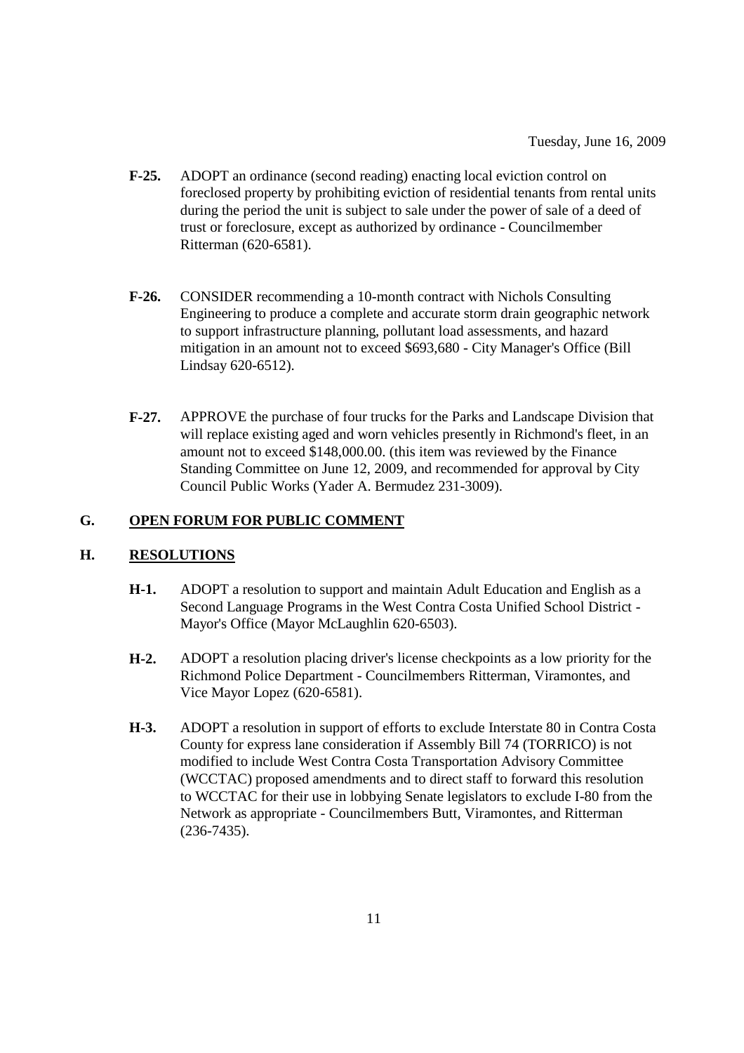Tuesday, June 16, 2009

**F-25.** ADOPT an ordinance (second reading) enacting local eviction control on foreclosed property by prohibiting eviction of residential tenants from rental units during the period the unit is subject to sale under the power of sale of a deed of trust or foreclosure, except as authorized by ordinance - Councilmember Ritterman (620-6581).

**F-26.** CONSIDER recommending a 10-month contract with Nichols Consulting Engineering to produce a complete and accurate storm drain geographic network to support infrastructure planning, pollutant load assessments, and hazard mitigation in an amount not to exceed $693,680 - City Manager's Office (Bill Lindsay 620-6512).

**F-27.** APPROVE the purchase of four trucks for the Parks and Landscape Division that will replace existing aged and worn vehicles presently in Richmond's fleet, in an amount not to exceed $148,000.00. (this item was reviewed by the Finance Standing Committee on June 12, 2009, and recommended for approval by City Council Public Works (Yader A. Bermudez 231-3009).

## G. OPEN FORUM FOR PUBLIC COMMENT

## H. RESOLUTIONS

**H-1.** ADOPT a resolution to support and maintain Adult Education and English as a Second Language Programs in the West Contra Costa Unified School District - Mayor's Office (Mayor McLaughlin 620-6503).

**H-2.** ADOPT a resolution placing driver's license checkpoints as a low priority for the Richmond Police Department - Councilmembers Ritterman, Viramontes, and Vice Mayor Lopez (620-6581).

**H-3.** ADOPT a resolution in support of efforts to exclude Interstate 80 in Contra Costa County for express lane consideration if Assembly Bill 74 (TORRICO) is not modified to include West Contra Costa Transportation Advisory Committee (WCCTAC) proposed amendments and to direct staff to forward this resolution to WCCTAC for their use in lobbying Senate legislators to exclude I-80 from the Network as appropriate - Councilmembers Butt, Viramontes, and Ritterman (236-7435).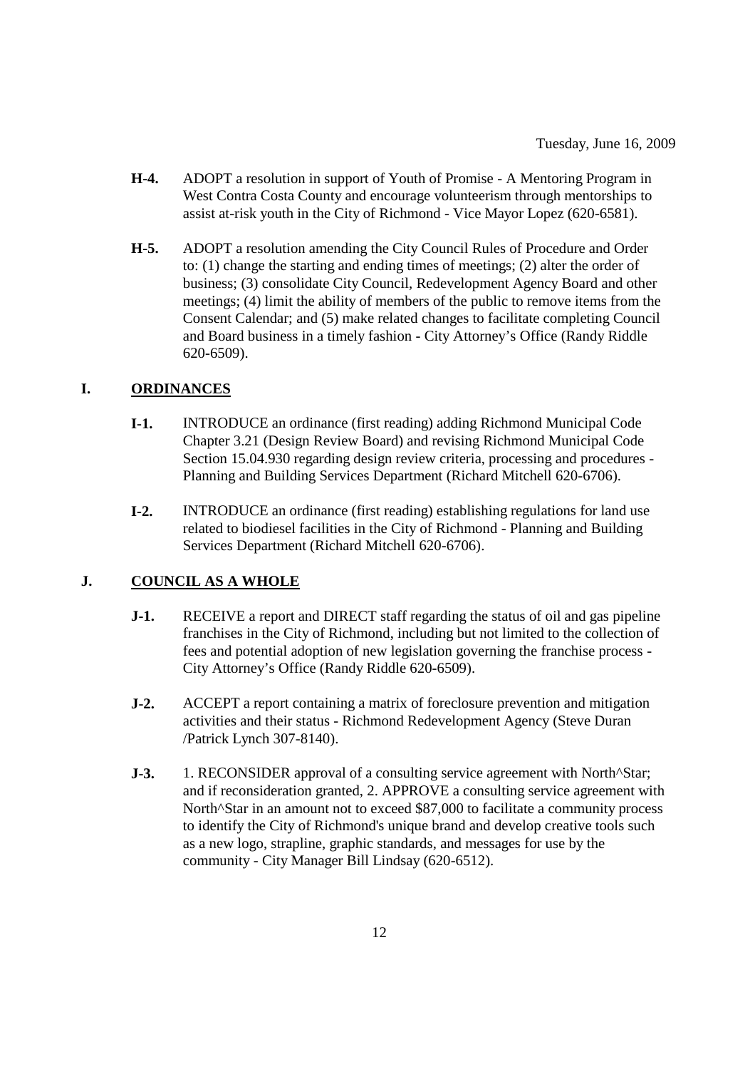- **H-4.** ADOPT a resolution in support of Youth of Promise - A Mentoring Program in West Contra Costa County and encourage volunteerism through mentorships to assist at-risk youth in the City of Richmond - Vice Mayor Lopez (620-6581).

- **H-5.** ADOPT a resolution amending the City Council Rules of Procedure and Order to: (1) change the starting and ending times of meetings; (2) alter the order of business; (3) consolidate City Council, Redevelopment Agency Board and other meetings; (4) limit the ability of members of the public to remove items from the Consent Calendar; and (5) make related changes to facilitate completing Council and Board business in a timely fashion - City Attorney's Office (Randy Riddle 620-6509).

## I. ORDINANCES

- **I-1.** INTRODUCE an ordinance (first reading) adding Richmond Municipal Code Chapter 3.21 (Design Review Board) and revising Richmond Municipal Code Section 15.04.930 regarding design review criteria, processing and procedures - Planning and Building Services Department (Richard Mitchell 620-6706).

- **I-2.** INTRODUCE an ordinance (first reading) establishing regulations for land use related to biodiesel facilities in the City of Richmond - Planning and Building Services Department (Richard Mitchell 620-6706).

## J. COUNCIL AS A WHOLE

- **J-1.** RECEIVE a report and DIRECT staff regarding the status of oil and gas pipeline franchises in the City of Richmond, including but not limited to the collection of fees and potential adoption of new legislation governing the franchise process - City Attorney's Office (Randy Riddle 620-6509).

- **J-2.** ACCEPT a report containing a matrix of foreclosure prevention and mitigation activities and their status - Richmond Redevelopment Agency (Steve Duran /Patrick Lynch 307-8140).

- **J-3.** 1. RECONSIDER approval of a consulting service agreement with North^Star; and if reconsideration granted, 2. APPROVE a consulting service agreement with North^Star in an amount not to exceed $87,000 to facilitate a community process to identify the City of Richmond's unique brand and develop creative tools such as a new logo, strapline, graphic standards, and messages for use by the community - City Manager Bill Lindsay (620-6512).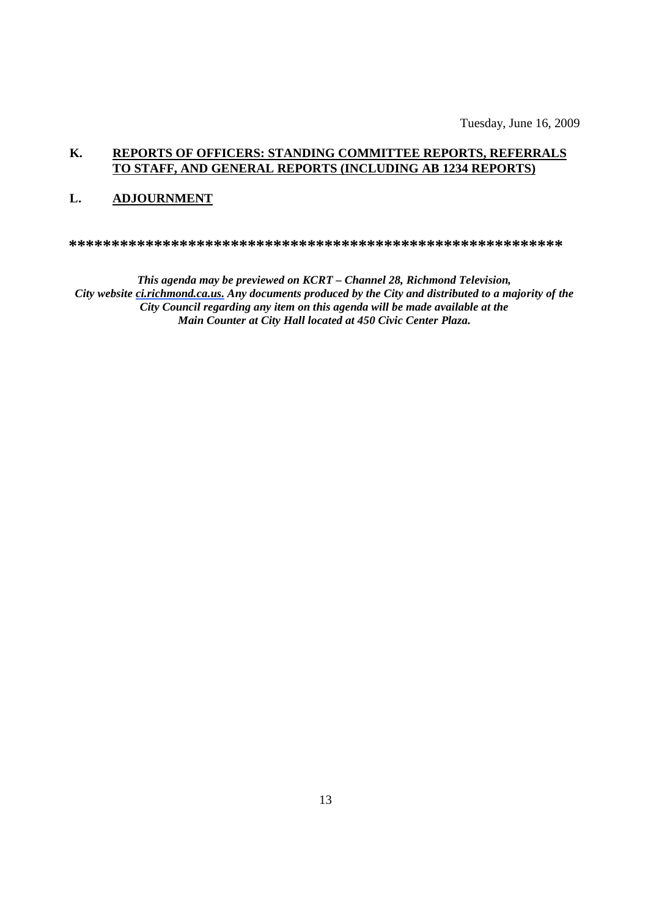Tuesday, June 16, 2009

## K. REPORTS OF OFFICERS: STANDING COMMITTEE REPORTS, REFERRALS TO STAFF, AND GENERAL REPORTS (INCLUDING AB 1234 REPORTS)

## L. ADJOURNMENT

**********************************************************

***This agenda may be previewed on KCRT – Channel 28, Richmond Television, City website ci.richmond.ca.us. Any documents produced by the City and distributed to a majority of the City Council regarding any item on this agenda will be made available at the Main Counter at City Hall located at 450 Civic Center Plaza.***